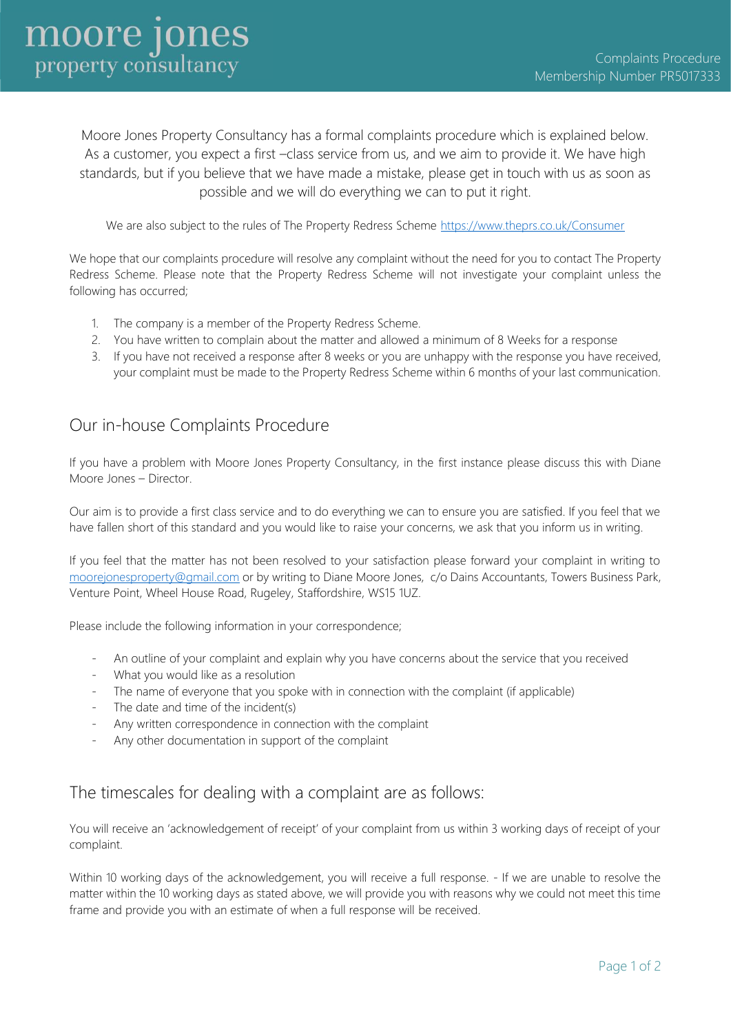# moore jones property consultancy

Complaints Procedure
Membership Number PR5017333

Moore Jones Property Consultancy has a formal complaints procedure which is explained below. As a customer, you expect a first –class service from us, and we aim to provide it. We have high standards, but if you believe that we have made a mistake, please get in touch with us as soon as possible and we will do everything we can to put it right.

We are also subject to the rules of The Property Redress Scheme https://www.theprs.co.uk/Consumer

We hope that our complaints procedure will resolve any complaint without the need for you to contact The Property Redress Scheme. Please note that the Property Redress Scheme will not investigate your complaint unless the following has occurred;

1. The company is a member of the Property Redress Scheme.
2. You have written to complain about the matter and allowed a minimum of 8 Weeks for a response
3. If you have not received a response after 8 weeks or you are unhappy with the response you have received, your complaint must be made to the Property Redress Scheme within 6 months of your last communication.

## Our in-house Complaints Procedure

If you have a problem with Moore Jones Property Consultancy, in the first instance please discuss this with Diane Moore Jones – Director.

Our aim is to provide a first class service and to do everything we can to ensure you are satisfied. If you feel that we have fallen short of this standard and you would like to raise your concerns, we ask that you inform us in writing.

If you feel that the matter has not been resolved to your satisfaction please forward your complaint in writing to moorejonesproperty@gmail.com or by writing to Diane Moore Jones, c/o Dains Accountants, Towers Business Park, Venture Point, Wheel House Road, Rugeley, Staffordshire, WS15 1UZ.

Please include the following information in your correspondence;

- An outline of your complaint and explain why you have concerns about the service that you received
- What you would like as a resolution
- The name of everyone that you spoke with in connection with the complaint (if applicable)
- The date and time of the incident(s)
- Any written correspondence in connection with the complaint
- Any other documentation in support of the complaint

## The timescales for dealing with a complaint are as follows:

You will receive an 'acknowledgement of receipt' of your complaint from us within 3 working days of receipt of your complaint.

Within 10 working days of the acknowledgement, you will receive a full response. - If we are unable to resolve the matter within the 10 working days as stated above, we will provide you with reasons why we could not meet this time frame and provide you with an estimate of when a full response will be received.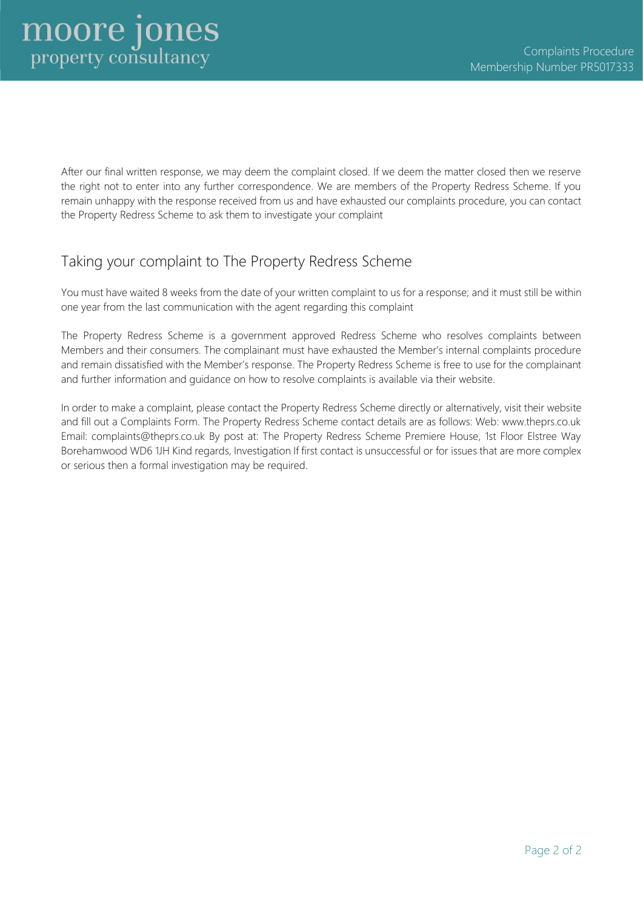After our final written response, we may deem the complaint closed. If we deem the matter closed then we reserve the right not to enter into any further correspondence. We are members of the Property Redress Scheme. If you remain unhappy with the response received from us and have exhausted our complaints procedure, you can contact the Property Redress Scheme to ask them to investigate your complaint

## Taking your complaint to The Property Redress Scheme

You must have waited 8 weeks from the date of your written complaint to us for a response; and it must still be within one year from the last communication with the agent regarding this complaint

The Property Redress Scheme is a government approved Redress Scheme who resolves complaints between Members and their consumers. The complainant must have exhausted the Member's internal complaints procedure and remain dissatisfied with the Member's response. The Property Redress Scheme is free to use for the complainant and further information and guidance on how to resolve complaints is available via their website.

In order to make a complaint, please contact the Property Redress Scheme directly or alternatively, visit their website and fill out a Complaints Form. The Property Redress Scheme contact details are as follows: Web: www.theprs.co.uk Email: complaints@theprs.co.uk By post at: The Property Redress Scheme Premiere House, 1st Floor Elstree Way Borehamwood WD6 1JH Kind regards, Investigation If first contact is unsuccessful or for issues that are more complex or serious then a formal investigation may be required.